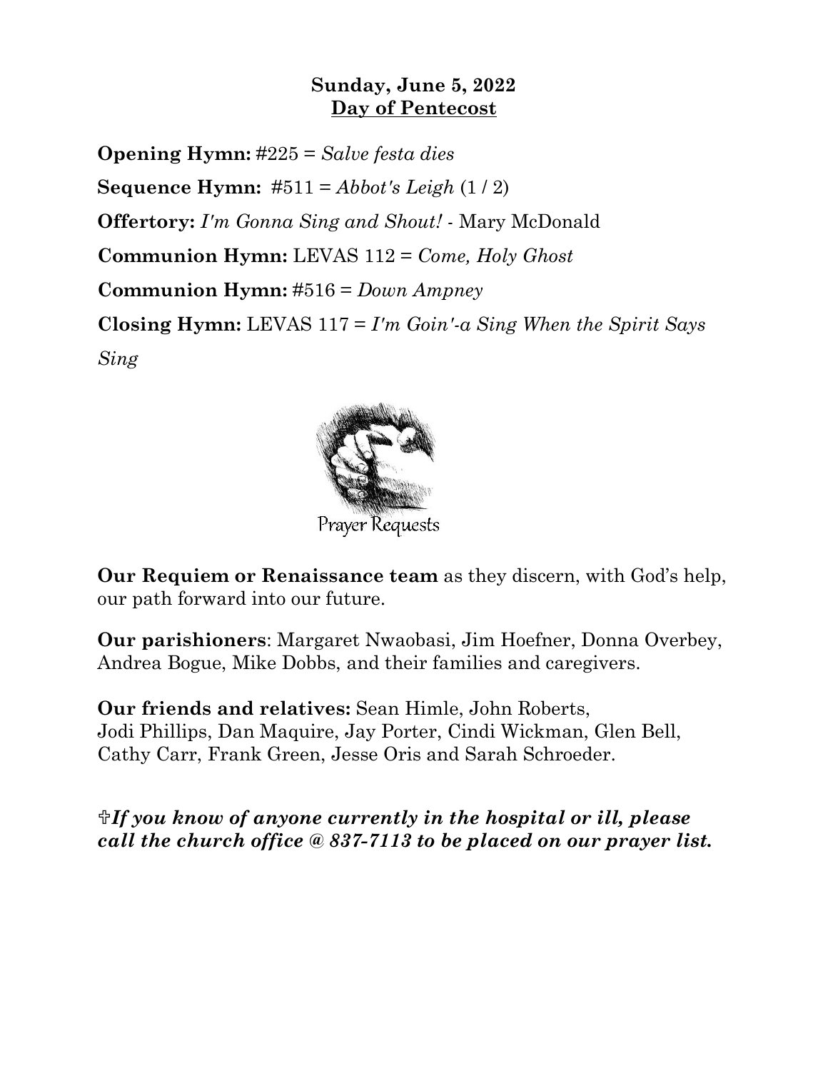**Sunday, June 5, 2022**
**Day of Pentecost**

**Opening Hymn:** #225 = *Salve festa dies*

**Sequence Hymn:** #511 = *Abbot's Leigh* (1 / 2)

**Offertory:** *I'm Gonna Sing and Shout!* - Mary McDonald

**Communion Hymn:** LEVAS 112 = *Come, Holy Ghost*

**Communion Hymn:** #516 = *Down Ampney*

**Closing Hymn:** LEVAS 117 = *I'm Goin'-a Sing When the Spirit Says Sing*

Prayer Requests

**Our Requiem or Renaissance team** as they discern, with God's help, our path forward into our future.

**Our parishioners**: Margaret Nwaobasi, Jim Hoefner, Donna Overbey, Andrea Bogue, Mike Dobbs, and their families and caregivers.

**Our friends and relatives:** Sean Himle, John Roberts, Jodi Phillips, Dan Maquire, Jay Porter, Cindi Wickman, Glen Bell, Cathy Carr, Frank Green, Jesse Oris and Sarah Schroeder.

✞***If you know of anyone currently in the hospital or ill, please call the church office @ 837-7113 to be placed on our prayer list.***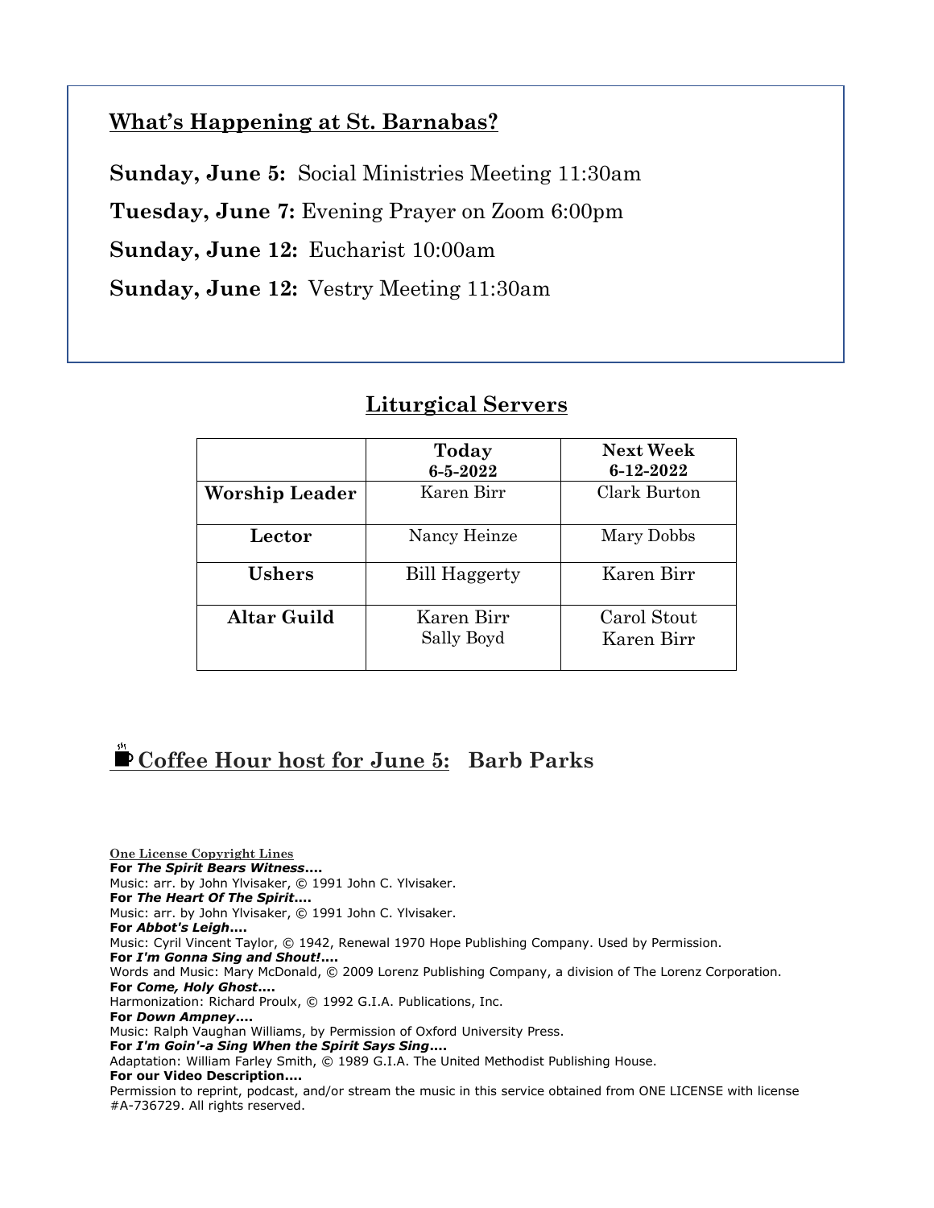## What's Happening at St. Barnabas?

**Sunday, June 5:** Social Ministries Meeting 11:30am

**Tuesday, June 7:** Evening Prayer on Zoom 6:00pm

**Sunday, June 12:** Eucharist 10:00am

**Sunday, June 12:** Vestry Meeting 11:30am

## Liturgical Servers

| | Today 6-5-2022 | Next Week 6-12-2022 |
|---|---|---|
| **Worship Leader** | Karen Birr | Clark Burton |
| **Lector** | Nancy Heinze | Mary Dobbs |
| **Ushers** | Bill Haggerty | Karen Birr |
| **Altar Guild** | Karen Birr<br>Sally Boyd | Carol Stout<br>Karen Birr |

## ☕ Coffee Hour host for June 5: Barb Parks

**One License Copyright Lines**

**For *The Spirit Bears Witness*....**
Music: arr. by John Ylvisaker, © 1991 John C. Ylvisaker.
**For *The Heart Of The Spirit*....**
Music: arr. by John Ylvisaker, © 1991 John C. Ylvisaker.
**For *Abbot's Leigh*....**
Music: Cyril Vincent Taylor, © 1942, Renewal 1970 Hope Publishing Company. Used by Permission.
**For *I'm Gonna Sing and Shout!*....**
Words and Music: Mary McDonald, © 2009 Lorenz Publishing Company, a division of The Lorenz Corporation.
**For *Come, Holy Ghost*....**
Harmonization: Richard Proulx, © 1992 G.I.A. Publications, Inc.
**For *Down Ampney*....**
Music: Ralph Vaughan Williams, by Permission of Oxford University Press.
**For *I'm Goin'-a Sing When the Spirit Says Sing*....**
Adaptation: William Farley Smith, © 1989 G.I.A. The United Methodist Publishing House.
**For our Video Description....**
Permission to reprint, podcast, and/or stream the music in this service obtained from ONE LICENSE with license #A-736729. All rights reserved.